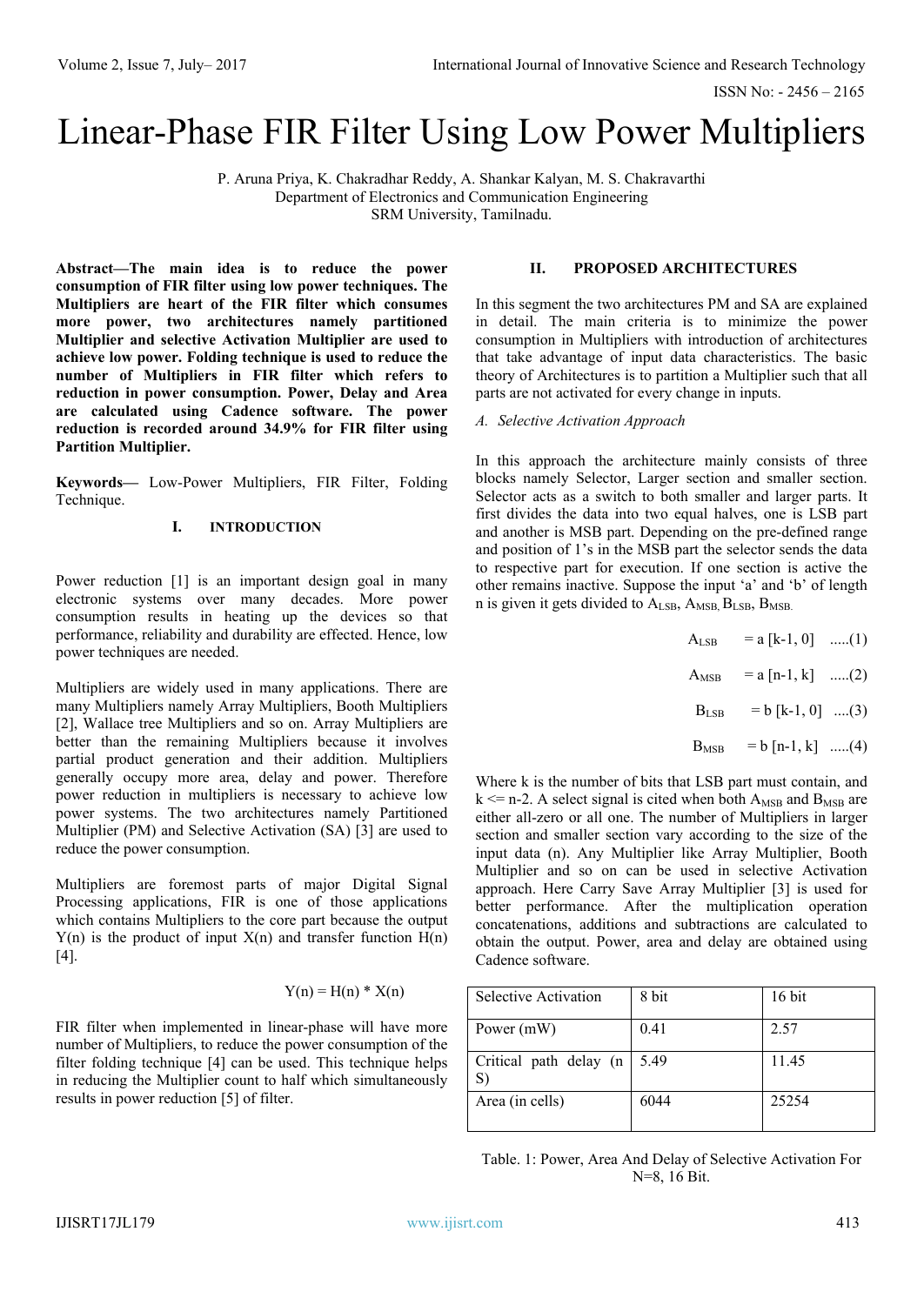# Linear-Phase FIR Filter Using Low Power Multipliers

P. Aruna Priya, K. Chakradhar Reddy, A. Shankar Kalyan, M. S. Chakravarthi
Department of Electronics and Communication Engineering
SRM University, Tamilnadu.

**Abstract—The main idea is to reduce the power consumption of FIR filter using low power techniques. The Multipliers are heart of the FIR filter which consumes more power, two architectures namely partitioned Multiplier and selective Activation Multiplier are used to achieve low power. Folding technique is used to reduce the number of Multipliers in FIR filter which refers to reduction in power consumption. Power, Delay and Area are calculated using Cadence software. The power reduction is recorded around 34.9% for FIR filter using Partition Multiplier.**

**Keywords—** Low-Power Multipliers, FIR Filter, Folding Technique.

## I. INTRODUCTION

Power reduction [1] is an important design goal in many electronic systems over many decades. More power consumption results in heating up the devices so that performance, reliability and durability are effected. Hence, low power techniques are needed.

Multipliers are widely used in many applications. There are many Multipliers namely Array Multipliers, Booth Multipliers [2], Wallace tree Multipliers and so on. Array Multipliers are better than the remaining Multipliers because it involves partial product generation and their addition. Multipliers generally occupy more area, delay and power. Therefore power reduction in multipliers is necessary to achieve low power systems. The two architectures namely Partitioned Multiplier (PM) and Selective Activation (SA) [3] are used to reduce the power consumption.

Multipliers are foremost parts of major Digital Signal Processing applications, FIR is one of those applications which contains Multipliers to the core part because the output Y(n) is the product of input X(n) and transfer function H(n) [4].

$$Y(n) = H(n) * X(n)$$

FIR filter when implemented in linear-phase will have more number of Multipliers, to reduce the power consumption of the filter folding technique [4] can be used. This technique helps in reducing the Multiplier count to half which simultaneously results in power reduction [5] of filter.

## II. PROPOSED ARCHITECTURES

In this segment the two architectures PM and SA are explained in detail. The main criteria is to minimize the power consumption in Multipliers with introduction of architectures that take advantage of input data characteristics. The basic theory of Architectures is to partition a Multiplier such that all parts are not activated for every change in inputs.

### *A. Selective Activation Approach*

In this approach the architecture mainly consists of three blocks namely Selector, Larger section and smaller section. Selector acts as a switch to both smaller and larger parts. It first divides the data into two equal halves, one is LSB part and another is MSB part. Depending on the pre-defined range and position of 1's in the MSB part the selector sends the data to respective part for execution. If one section is active the other remains inactive. Suppose the input 'a' and 'b' of length n is given it gets divided to $A_{LSB}$, $A_{MSB}$, $B_{LSB}$, $B_{MSB}$.

$$A_{LSB} = a\,[k-1, 0] \quad .....(1)$$

$$A_{MSB} = a\,[n-1, k] \quad .....(2)$$

$$B_{LSB} = b\,[k-1, 0] \quad ....(3)$$

$$B_{MSB} = b\,[n-1, k] \quad .....(4)$$

Where k is the number of bits that LSB part must contain, and $k \le n-2$. A select signal is cited when both $A_{MSB}$ and $B_{MSB}$ are either all-zero or all one. The number of Multipliers in larger section and smaller section vary according to the size of the input data (n). Any Multiplier like Array Multiplier, Booth Multiplier and so on can be used in selective Activation approach. Here Carry Save Array Multiplier [3] is used for better performance. After the multiplication operation concatenations, additions and subtractions are calculated to obtain the output. Power, area and delay are obtained using Cadence software.

| Selective Activation | 8 bit | 16 bit |
|---|---|---|
| Power (mW) | 0.41 | 2.57 |
| Critical path delay (n S) | 5.49 | 11.45 |
| Area (in cells) | 6044 | 25254 |

Table. 1: Power, Area And Delay of Selective Activation For N=8, 16 Bit.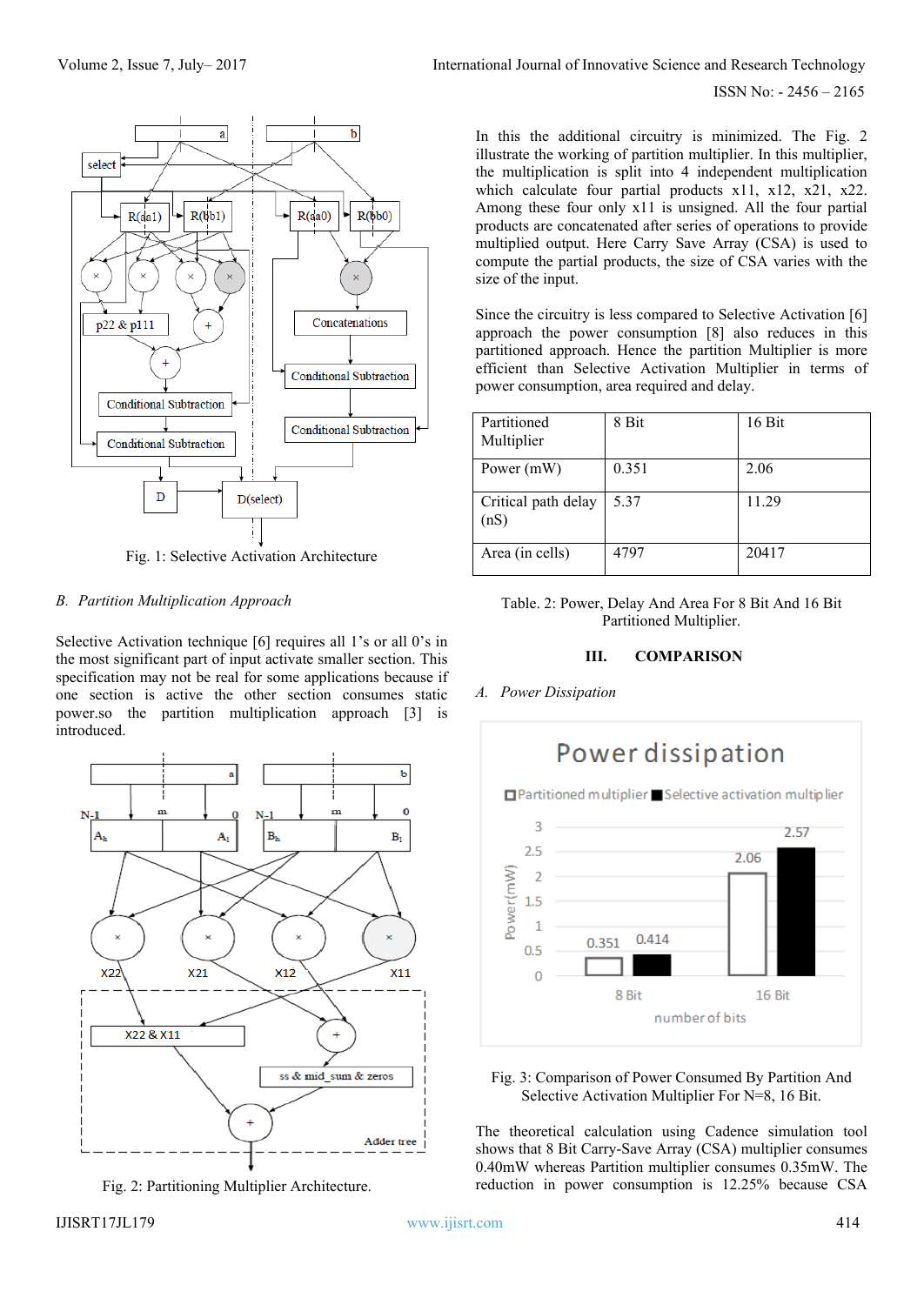Fig. 1: Selective Activation Architecture

### B. *Partition Multiplication Approach*

Selective Activation technique [6] requires all 1's or all 0's in the most significant part of input activate smaller section. This specification may not be real for some applications because if one section is active the other section consumes static power.so the partition multiplication approach [3] is introduced.

Fig. 2: Partitioning Multiplier Architecture.

In this the additional circuitry is minimized. The Fig. 2 illustrate the working of partition multiplier. In this multiplier, the multiplication is split into 4 independent multiplication which calculate four partial products x11, x12, x21, x22. Among these four only x11 is unsigned. All the four partial products are concatenated after series of operations to provide multiplied output. Here Carry Save Array (CSA) is used to compute the partial products, the size of CSA varies with the size of the input.

Since the circuitry is less compared to Selective Activation [6] approach the power consumption [8] also reduces in this partitioned approach. Hence the partition Multiplier is more efficient than Selective Activation Multiplier in terms of power consumption, area required and delay.

| Partitioned Multiplier | 8 Bit | 16 Bit |
|---|---|---|
| Power (mW) | 0.351 | 2.06 |
| Critical path delay (nS) | 5.37 | 11.29 |
| Area (in cells) | 4797 | 20417 |

Table. 2: Power, Delay And Area For 8 Bit And 16 Bit Partitioned Multiplier.

## III. COMPARISON

### A. *Power Dissipation*

Fig. 3: Comparison of Power Consumed By Partition And Selective Activation Multiplier For N=8, 16 Bit.

The theoretical calculation using Cadence simulation tool shows that 8 Bit Carry-Save Array (CSA) multiplier consumes 0.40mW whereas Partition multiplier consumes 0.35mW. The reduction in power consumption is 12.25% because CSA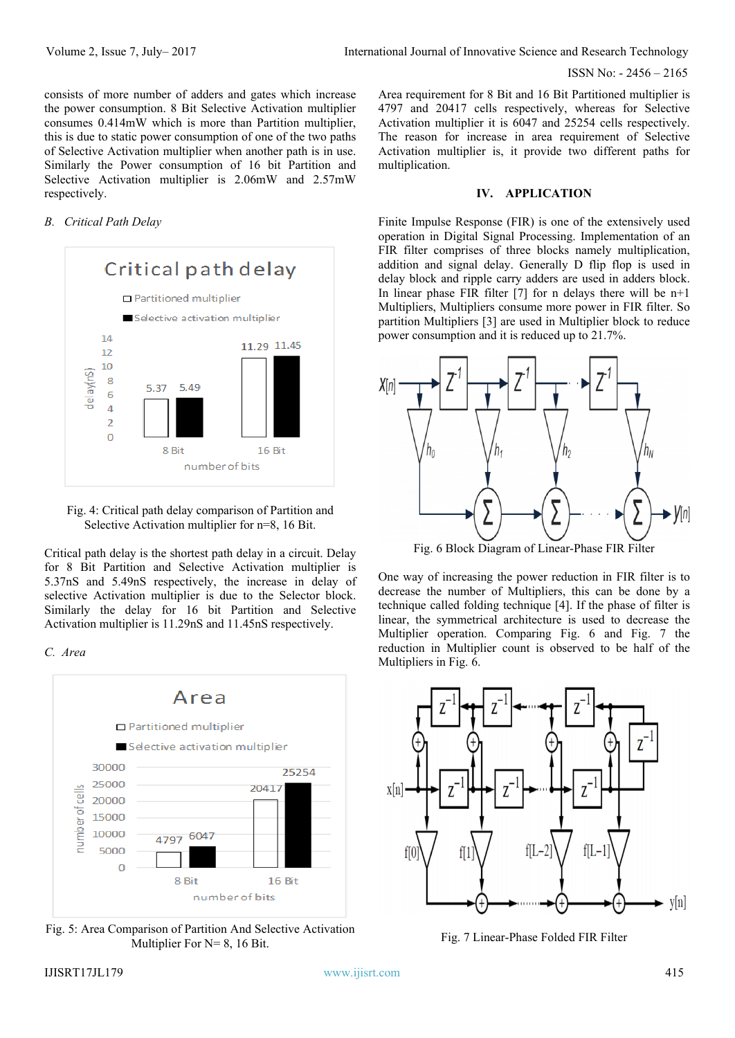consists of more number of adders and gates which increase the power consumption. 8 Bit Selective Activation multiplier consumes 0.414mW which is more than Partition multiplier, this is due to static power consumption of one of the two paths of Selective Activation multiplier when another path is in use. Similarly the Power consumption of 16 bit Partition and Selective Activation multiplier is 2.06mW and 2.57mW respectively.

*B. Critical Path Delay*

Fig. 4: Critical path delay comparison of Partition and Selective Activation multiplier for n=8, 16 Bit.

Critical path delay is the shortest path delay in a circuit. Delay for 8 Bit Partition and Selective Activation multiplier is 5.37nS and 5.49nS respectively, the increase in delay of selective Activation multiplier is due to the Selector block. Similarly the delay for 16 bit Partition and Selective Activation multiplier is 11.29nS and 11.45nS respectively.

*C. Area*

Fig. 5: Area Comparison of Partition And Selective Activation Multiplier For N= 8, 16 Bit.

Area requirement for 8 Bit and 16 Bit Partitioned multiplier is 4797 and 20417 cells respectively, whereas for Selective Activation multiplier it is 6047 and 25254 cells respectively. The reason for increase in area requirement of Selective Activation multiplier is, it provide two different paths for multiplication.

## IV. APPLICATION

Finite Impulse Response (FIR) is one of the extensively used operation in Digital Signal Processing. Implementation of an FIR filter comprises of three blocks namely multiplication, addition and signal delay. Generally D flip flop is used in delay block and ripple carry adders are used in adders block. In linear phase FIR filter [7] for n delays there will be n+1 Multipliers, Multipliers consume more power in FIR filter. So partition Multipliers [3] are used in Multiplier block to reduce power consumption and it is reduced up to 21.7%.

Fig. 6 Block Diagram of Linear-Phase FIR Filter

One way of increasing the power reduction in FIR filter is to decrease the number of Multipliers, this can be done by a technique called folding technique [4]. If the phase of filter is linear, the symmetrical architecture is used to decrease the Multiplier operation. Comparing Fig. 6 and Fig. 7 the reduction in Multiplier count is observed to be half of the Multipliers in Fig. 6.

Fig. 7 Linear-Phase Folded FIR Filter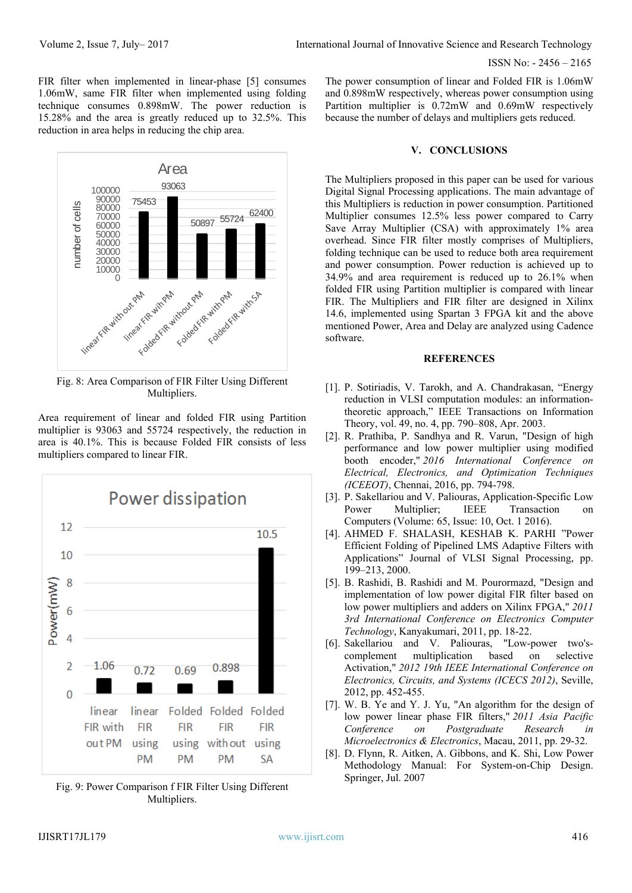FIR filter when implemented in linear-phase [5] consumes 1.06mW, same FIR filter when implemented using folding technique consumes 0.898mW. The power reduction is 15.28% and the area is greatly reduced up to 32.5%. This reduction in area helps in reducing the chip area.

Area

number of cells

100000
90000
80000
70000
60000
50000
40000
30000
20000
10000
0

75453
93063
50897
55724
62400

linear FIR with out PM
linear FIR with PM
Folded FIR without PM
Folded FIR with PM
Folded FIR with SA

Fig. 8: Area Comparison of FIR Filter Using Different Multipliers.

Area requirement of linear and folded FIR using Partition multiplier is 93063 and 55724 respectively, the reduction in area is 40.1%. This is because Folded FIR consists of less multipliers compared to linear FIR.

Power dissipation

Power(mW)

12
10
8
6
4
2
0

1.06
0.72
0.69
0.898
10.5

linear FIR with out PM
linear FIR using PM
Folded FIR using PM
Folded FIR with out PM
Folded FIR using SA

Fig. 9: Power Comparison f FIR Filter Using Different Multipliers.

The power consumption of linear and Folded FIR is 1.06mW and 0.898mW respectively, whereas power consumption using Partition multiplier is 0.72mW and 0.69mW respectively because the number of delays and multipliers gets reduced.

## V. CONCLUSIONS

The Multipliers proposed in this paper can be used for various Digital Signal Processing applications. The main advantage of this Multipliers is reduction in power consumption. Partitioned Multiplier consumes 12.5% less power compared to Carry Save Array Multiplier (CSA) with approximately 1% area overhead. Since FIR filter mostly comprises of Multipliers, folding technique can be used to reduce both area requirement and power consumption. Power reduction is achieved up to 34.9% and area requirement is reduced up to 26.1% when folded FIR using Partition multiplier is compared with linear FIR. The Multipliers and FIR filter are designed in Xilinx 14.6, implemented using Spartan 3 FPGA kit and the above mentioned Power, Area and Delay are analyzed using Cadence software.

## REFERENCES

[1]. P. Sotiriadis, V. Tarokh, and A. Chandrakasan, "Energy reduction in VLSI computation modules: an information-theoretic approach," IEEE Transactions on Information Theory, vol. 49, no. 4, pp. 790–808, Apr. 2003.

[2]. R. Prathiba, P. Sandhya and R. Varun, "Design of high performance and low power multiplier using modified booth encoder," *2016 International Conference on Electrical, Electronics, and Optimization Techniques (ICEEOT)*, Chennai, 2016, pp. 794-798.

[3]. P. Sakellariou and V. Paliouras, Application-Specific Low Power Multiplier; IEEE Transaction on Computers (Volume: 65, Issue: 10, Oct. 1 2016).

[4]. AHMED F. SHALASH, KESHAB K. PARHI "Power Efficient Folding of Pipelined LMS Adaptive Filters with Applications" Journal of VLSI Signal Processing, pp. 199–213, 2000.

[5]. B. Rashidi, B. Rashidi and M. Pourormazd, "Design and implementation of low power digital FIR filter based on low power multipliers and adders on Xilinx FPGA," *2011 3rd International Conference on Electronics Computer Technology*, Kanyakumari, 2011, pp. 18-22.

[6]. Sakellariou and V. Paliouras, "Low-power two's-complement multiplication based on selective Activation," *2012 19th IEEE International Conference on Electronics, Circuits, and Systems (ICECS 2012)*, Seville, 2012, pp. 452-455.

[7]. W. B. Ye and Y. J. Yu, "An algorithm for the design of low power linear phase FIR filters," *2011 Asia Pacific Conference on Postgraduate Research in Microelectronics & Electronics*, Macau, 2011, pp. 29-32.

[8]. D. Flynn, R. Aitken, A. Gibbons, and K. Shi, Low Power Methodology Manual: For System-on-Chip Design. Springer, Jul. 2007